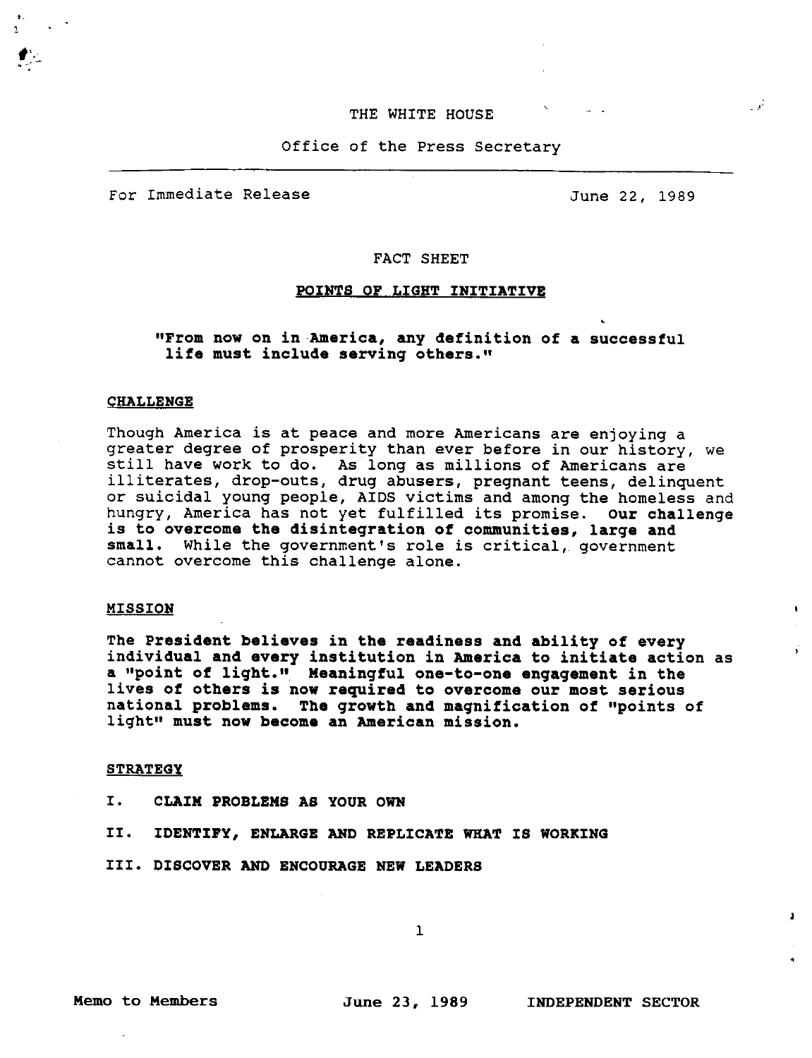THE WHITE HOUSE

Office of the Press Secretary

For Immediate Release June 22, 1989

FACT SHEET

# POINTS OF LIGHT INITIATIVE

**"From now on in America, any definition of a successful life must include serving others."**

## CHALLENGE

Though America is at peace and more Americans are enjoying a greater degree of prosperity than ever before in our history, we still have work to do. As long as millions of Americans are illiterates, drop-outs, drug abusers, pregnant teens, delinquent or suicidal young people, AIDS victims and among the homeless and hungry, America has not yet fulfilled its promise. **Our challenge is to overcome the disintegration of communities, large and small.** While the government's role is critical, government cannot overcome this challenge alone.

## MISSION

**The President believes in the readiness and ability of every individual and every institution in America to initiate action as a "point of light." Meaningful one-to-one engagement in the lives of others is now required to overcome our most serious national problems. The growth and magnification of "points of light" must now become an American mission.**

## STRATEGY

**I. CLAIM PROBLEMS AS YOUR OWN**

**II. IDENTIFY, ENLARGE AND REPLICATE WHAT IS WORKING**

**III. DISCOVER AND ENCOURAGE NEW LEADERS**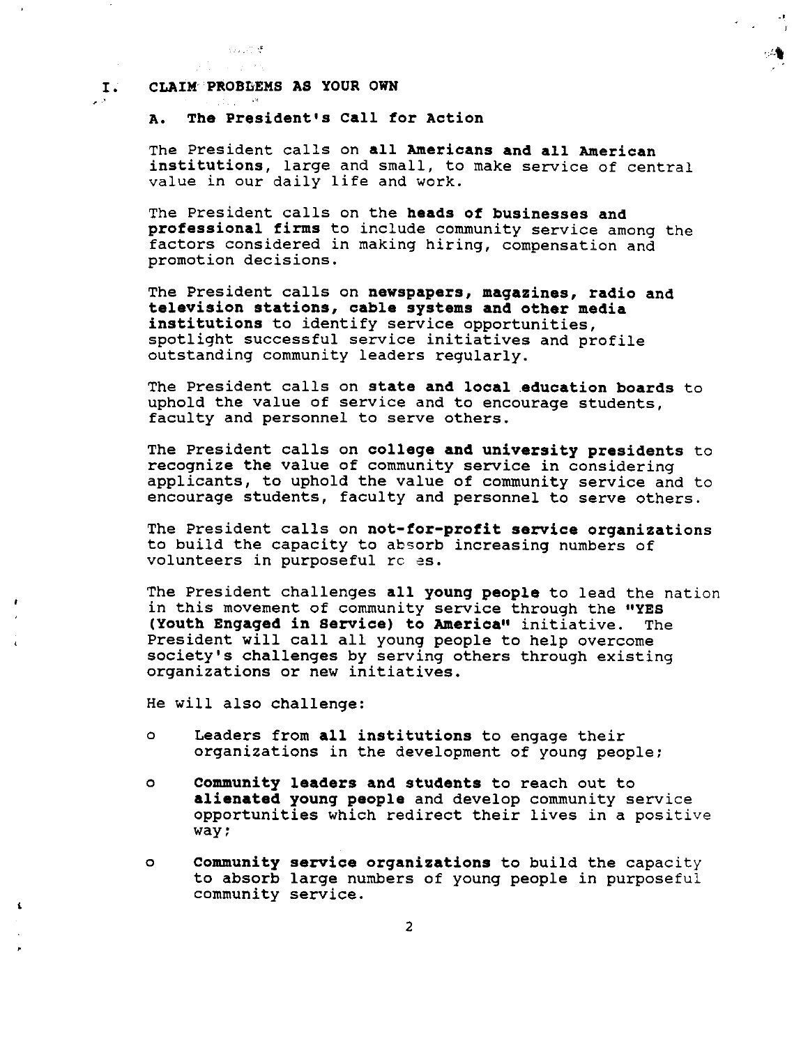## I. CLAIM PROBLEMS AS YOUR OWN

### A. The President's Call for Action

The President calls on **all Americans and all American institutions**, large and small, to make service of central value in our daily life and work.

The President calls on the **heads of businesses and professional firms** to include community service among the factors considered in making hiring, compensation and promotion decisions.

The President calls on **newspapers, magazines, radio and television stations, cable systems and other media institutions** to identify service opportunities, spotlight successful service initiatives and profile outstanding community leaders regularly.

The President calls on **state and local education boards** to uphold the value of service and to encourage students, faculty and personnel to serve others.

The President calls on **college and university presidents** to **recognize the** value of community service in considering applicants, to uphold the value of community service and to encourage students, faculty and personnel to serve others.

The President calls on **not-for-profit service organizations** to build the capacity to absorb increasing numbers of volunteers in purposeful roles.

The President challenges **all young people** to lead the nation in this movement of community service through the **"YES (Youth Engaged in Service) to America"** initiative. The President will call all young people to help overcome society's challenges by serving others through existing organizations or new initiatives.

He will also challenge:

- Leaders from **all institutions** to engage their organizations in the development of young people;
- **Community leaders and students** to reach out to **alienated young people** and develop community service opportunities which redirect their lives in a positive way;
- **Community service organizations** to build the capacity to absorb large numbers of young people in purposeful community service.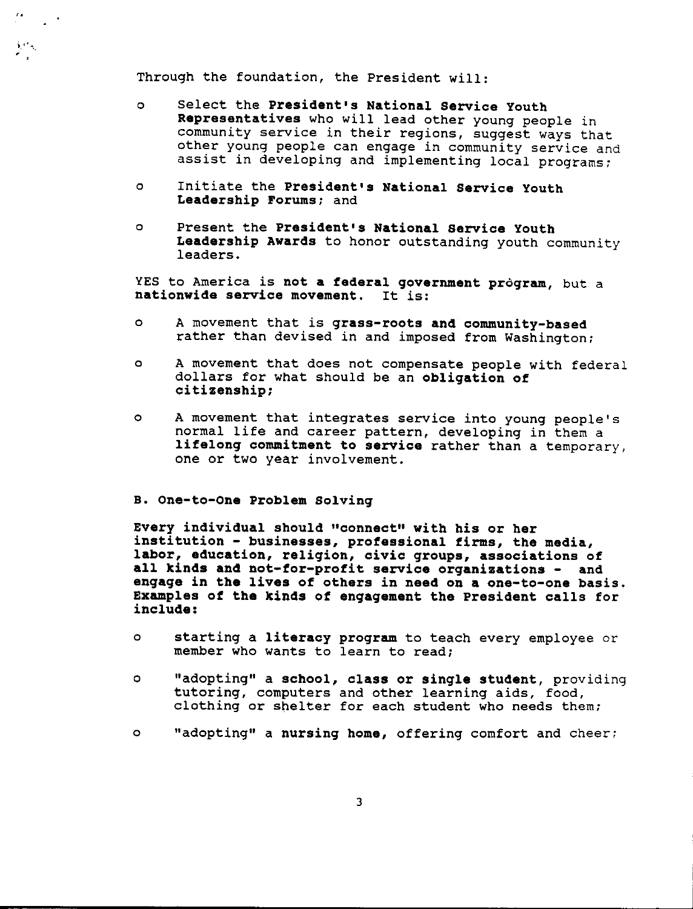Through the foundation, the President will:

- Select the **President's National Service Youth Representatives** who will lead other young people in community service in their regions, suggest ways that other young people can engage in community service and assist in developing and implementing local programs;
- Initiate the **President's National Service Youth Leadership Forums**; and
- Present the **President's National Service Youth Leadership Awards** to honor outstanding youth community leaders.

YES to America is **not a federal government program**, but a **nationwide service movement.** It is:

- A movement that is **grass-roots and community-based** rather than devised in and imposed from Washington;
- A movement that does not compensate people with federal dollars for what should be an **obligation of citizenship;**
- A movement that integrates service into young people's normal life and career pattern, developing in them a **lifelong commitment to service** rather than a temporary, one or two year involvement.

**B. One-to-One Problem Solving**

**Every individual should "connect" with his or her institution - businesses, professional firms, the media, labor, education, religion, civic groups, associations of all kinds and not-for-profit service organizations - and engage in the lives of others in need on a one-to-one basis. Examples of the kinds of engagement the President calls for include:**

- starting a **literacy program** to teach every employee or member who wants to learn to read;
- "adopting" a **school, class or single student**, providing tutoring, computers and other learning aids, food, clothing or shelter for each student who needs them;
- "adopting" a **nursing home,** offering comfort and cheer;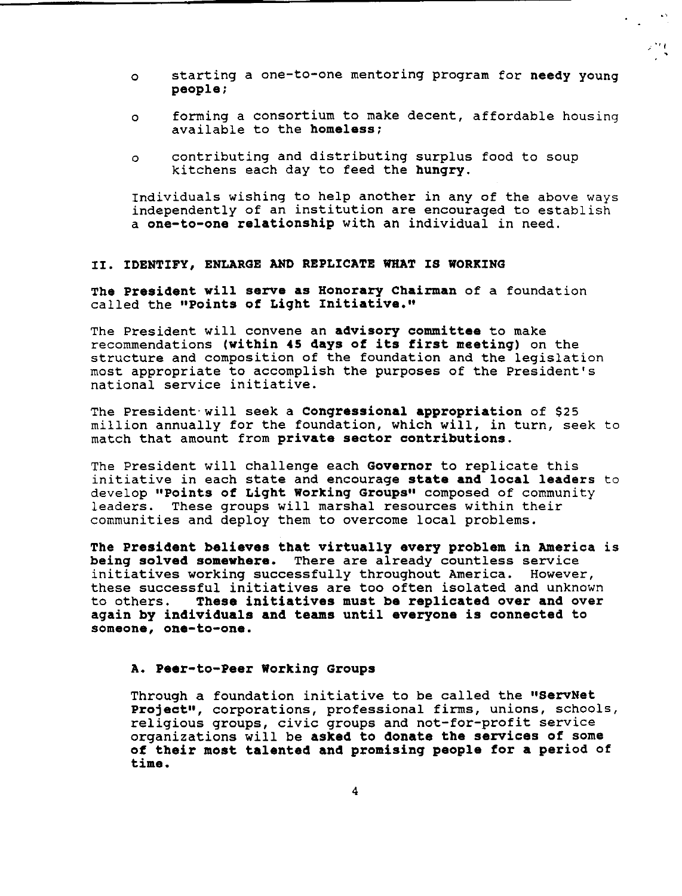- starting a one-to-one mentoring program for **needy young people**;
- forming a consortium to make decent, affordable housing available to the **homeless**;
- contributing and distributing surplus food to soup kitchens each day to feed the **hungry**.

Individuals wishing to help another in any of the above ways independently of an institution are encouraged to establish a **one-to-one relationship** with an individual in need.

## II. IDENTIFY, ENLARGE AND REPLICATE WHAT IS WORKING

**The President will serve as Honorary Chairman** of a foundation called the **"Points of Light Initiative."**

The President will convene an **advisory committee** to make recommendations **(within 45 days of its first meeting)** on the structure and composition of the foundation and the legislation most appropriate to accomplish the purposes of the President's national service initiative.

The President will seek a **Congressional appropriation** of $25 million annually for the foundation, which will, in turn, seek to match that amount from **private sector contributions.**

The President will challenge each **Governor** to replicate this initiative in each state and encourage **state and local leaders** to develop **"Points of Light Working Groups"** composed of community leaders. These groups will marshal resources within their communities and deploy them to overcome local problems.

**The President believes that virtually every problem in America is being solved somewhere.** There are already countless service initiatives working successfully throughout America. However, these successful initiatives are too often isolated and unknown to others. **These initiatives must be replicated over and over again by individuals and teams until everyone is connected to someone, one-to-one.**

### A. Peer-to-Peer Working Groups

Through a foundation initiative to be called the **"ServNet Project"**, corporations, professional firms, unions, schools, religious groups, civic groups and not-for-profit service organizations will be **asked to donate the services of some of their most talented and promising people for a period of time.**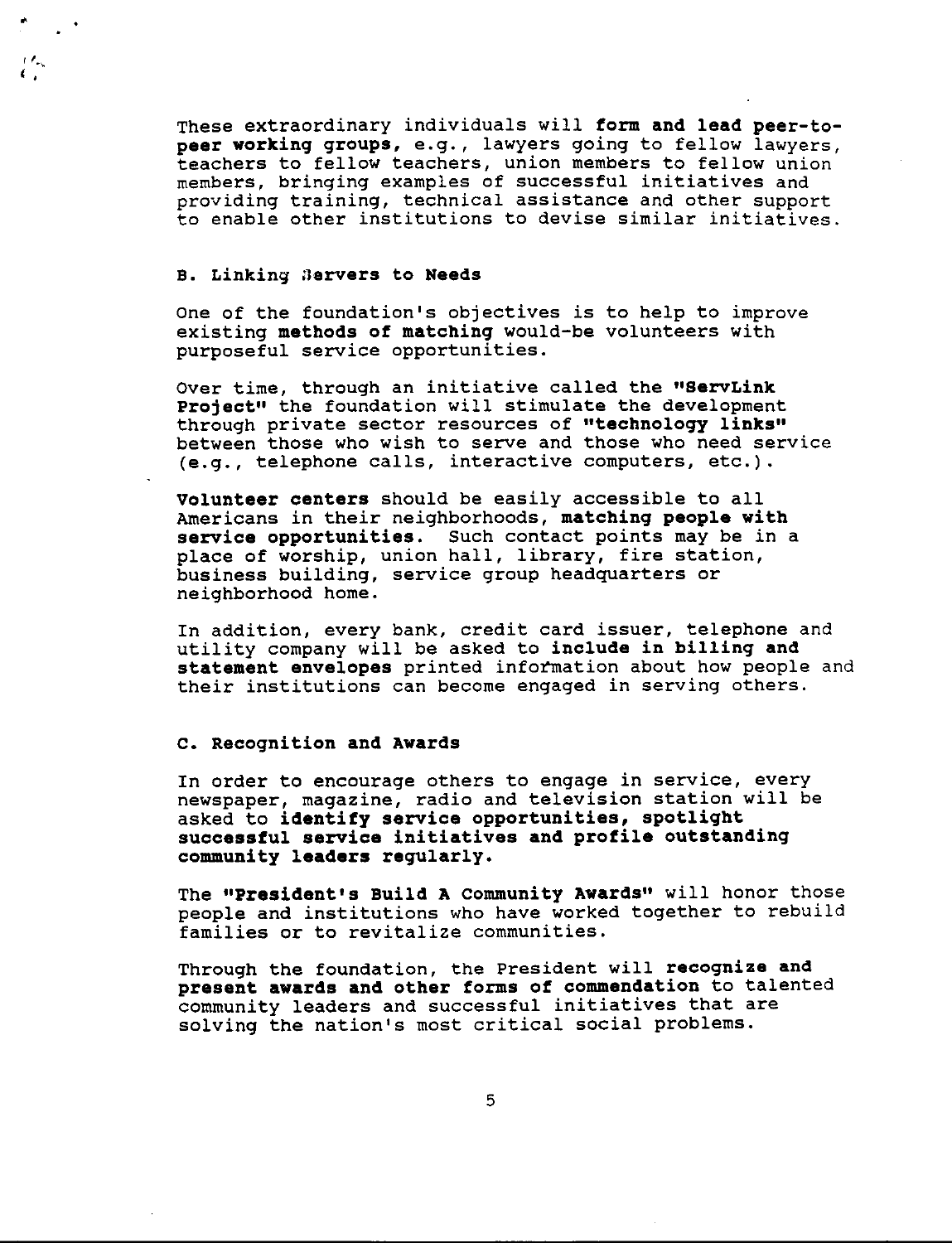These extraordinary individuals will **form and lead peer-to-peer working groups,** e.g., lawyers going to fellow lawyers, teachers to fellow teachers, union members to fellow union members, bringing examples of successful initiatives and providing training, technical assistance and other support to enable other institutions to devise similar initiatives.

### B. Linking Servers to Needs

One of the foundation's objectives is to help to improve existing **methods of matching** would-be volunteers with purposeful service opportunities.

Over time, through an initiative called the **"ServLink Project"** the foundation will stimulate the development through private sector resources of **"technology links"** between those who wish to serve and those who need service (e.g., telephone calls, interactive computers, etc.).

**Volunteer centers** should be easily accessible to all Americans in their neighborhoods, **matching people with service opportunities.** Such contact points may be in a place of worship, union hall, library, fire station, business building, service group headquarters or neighborhood home.

In addition, every bank, credit card issuer, telephone and utility company will be asked to **include in billing and statement envelopes** printed information about how people and their institutions can become engaged in serving others.

### C. Recognition and Awards

In order to encourage others to engage in service, every newspaper, magazine, radio and television station will be asked to **identify service opportunities, spotlight successful service initiatives and profile outstanding community leaders regularly.**

The **"President's Build A Community Awards"** will honor those people and institutions who have worked together to rebuild families or to revitalize communities.

Through the foundation, the President will **recognize and present awards and other forms of commendation** to talented community leaders and successful initiatives that are solving the nation's most critical social problems.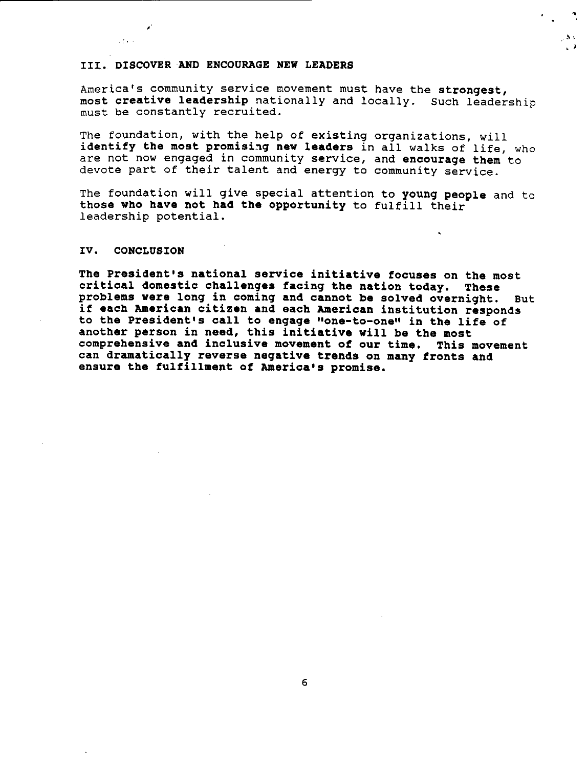## III. DISCOVER AND ENCOURAGE NEW LEADERS

America's community service movement must have the **strongest, most creative leadership** nationally and locally. Such leadership must be constantly recruited.

The foundation, with the help of existing organizations, will **identify the most promising new leaders** in all walks of life, who are not now engaged in community service, and **encourage them** to devote part of their talent and energy to community service.

The foundation will give special attention to **young people** and to **those who have not had the opportunity** to fulfill their leadership potential.

## IV. CONCLUSION

**The President's national service initiative focuses on the most critical domestic challenges facing the nation today. These problems were long in coming and cannot be solved overnight. But if each American citizen and each American institution responds to the President's call to engage "one-to-one" in the life of another person in need, this initiative will be the most comprehensive and inclusive movement of our time. This movement can dramatically reverse negative trends on many fronts and ensure the fulfillment of America's promise.**